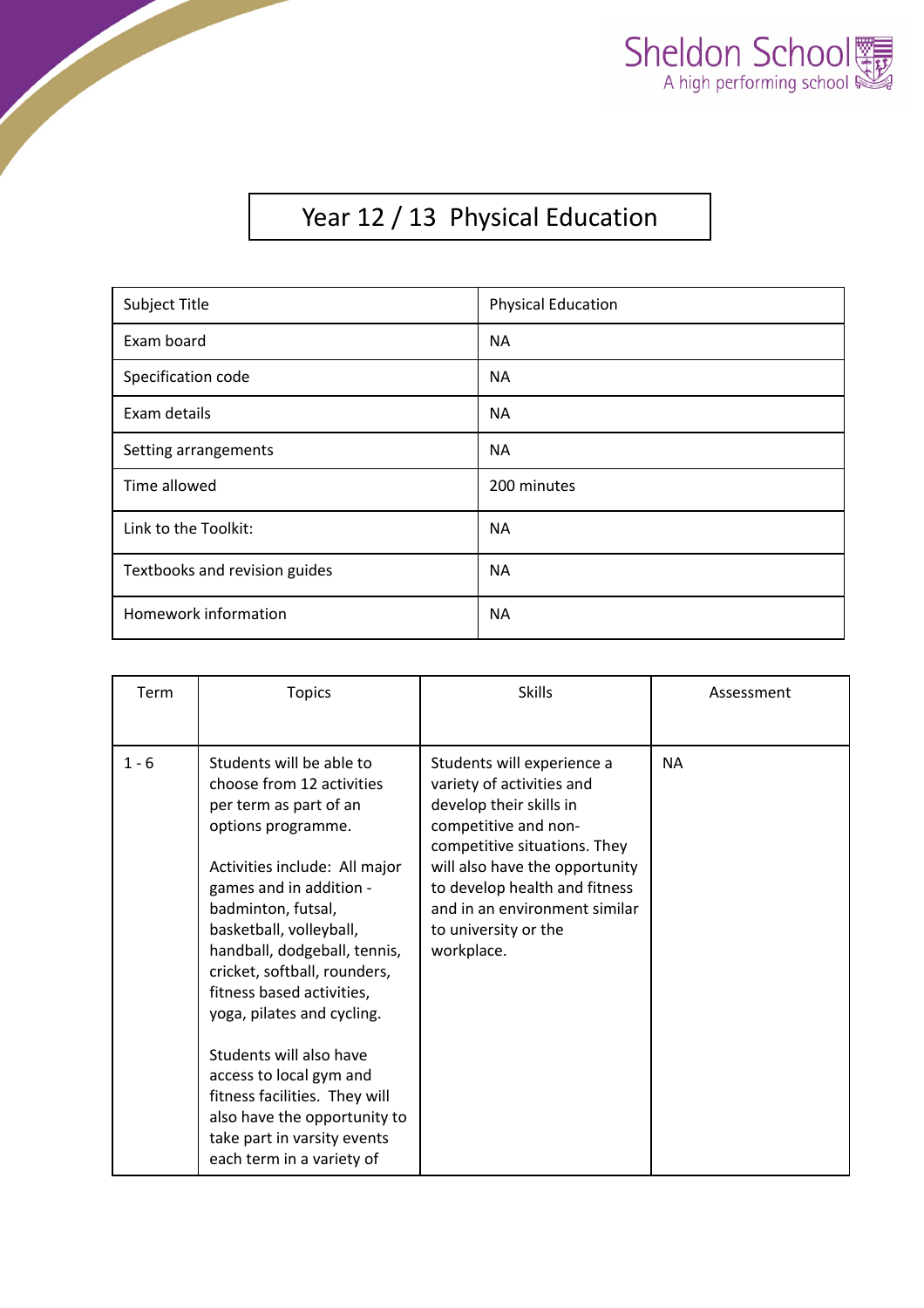Sheldon School
A high performing school

# Year 12 / 13 Physical Education

| | |
|---|---|
| Subject Title | Physical Education |
| Exam board | NA |
| Specification code | NA |
| Exam details | NA |
| Setting arrangements | NA |
| Time allowed | 200 minutes |
| Link to the Toolkit: | NA |
| Textbooks and revision guides | NA |
| Homework information | NA |

| Term | Topics | Skills | Assessment |
|---|---|---|---|
| 1 - 6 | Students will be able to choose from 12 activities per term as part of an options programme.<br><br>Activities include: All major games and in addition - badminton, futsal, basketball, volleyball, handball, dodgeball, tennis, cricket, softball, rounders, fitness based activities, yoga, pilates and cycling.<br><br>Students will also have access to local gym and fitness facilities. They will also have the opportunity to take part in varsity events each term in a variety of | Students will experience a variety of activities and develop their skills in competitive and non-competitive situations. They will also have the opportunity to develop health and fitness and in an environment similar to university or the workplace. | NA |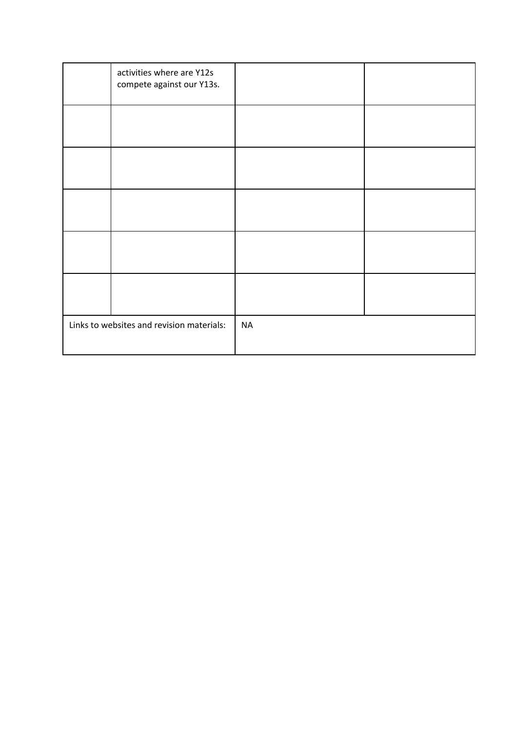|  |  |  |  |
| --- | --- | --- | --- |
|  | activities where are Y12s compete against our Y13s. |  |  |
|  |  |  |  |
|  |  |  |  |
|  |  |  |  |
|  |  |  |  |
|  |  |  |  |
| Links to websites and revision materials: |  | NA |  |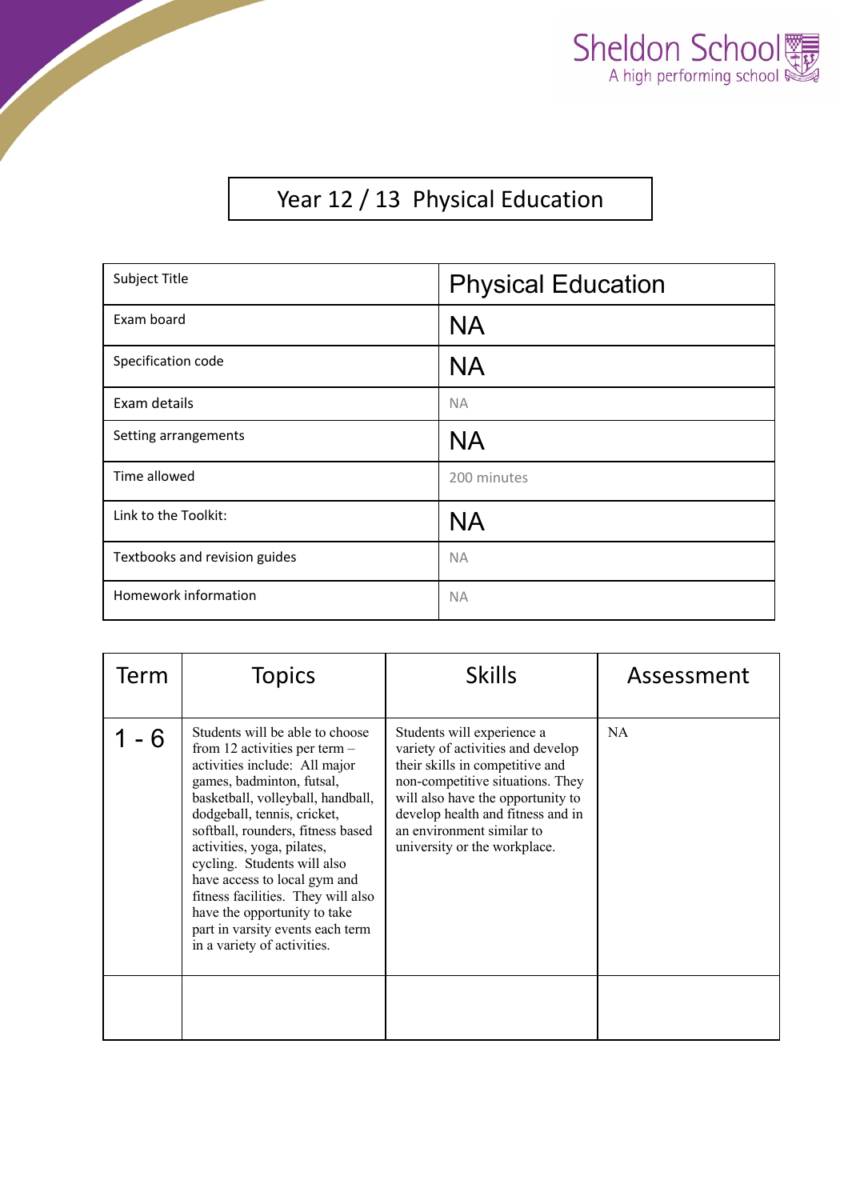# Year 12 / 13 Physical Education

| | |
|---|---|
| Subject Title | Physical Education |
| Exam board | NA |
| Specification code | NA |
| Exam details | NA |
| Setting arrangements | NA |
| Time allowed | 200 minutes |
| Link to the Toolkit: | NA |
| Textbooks and revision guides | NA |
| Homework information | NA |

| Term | Topics | Skills | Assessment |
|---|---|---|---|
| 1 - 6 | Students will be able to choose from 12 activities per term – activities include: All major games, badminton, futsal, basketball, volleyball, handball, dodgeball, tennis, cricket, softball, rounders, fitness based activities, yoga, pilates, cycling. Students will also have access to local gym and fitness facilities. They will also have the opportunity to take part in varsity events each term in a variety of activities. | Students will experience a variety of activities and develop their skills in competitive and non-competitive situations. They will also have the opportunity to develop health and fitness and in an environment similar to university or the workplace. | NA |
| | | | |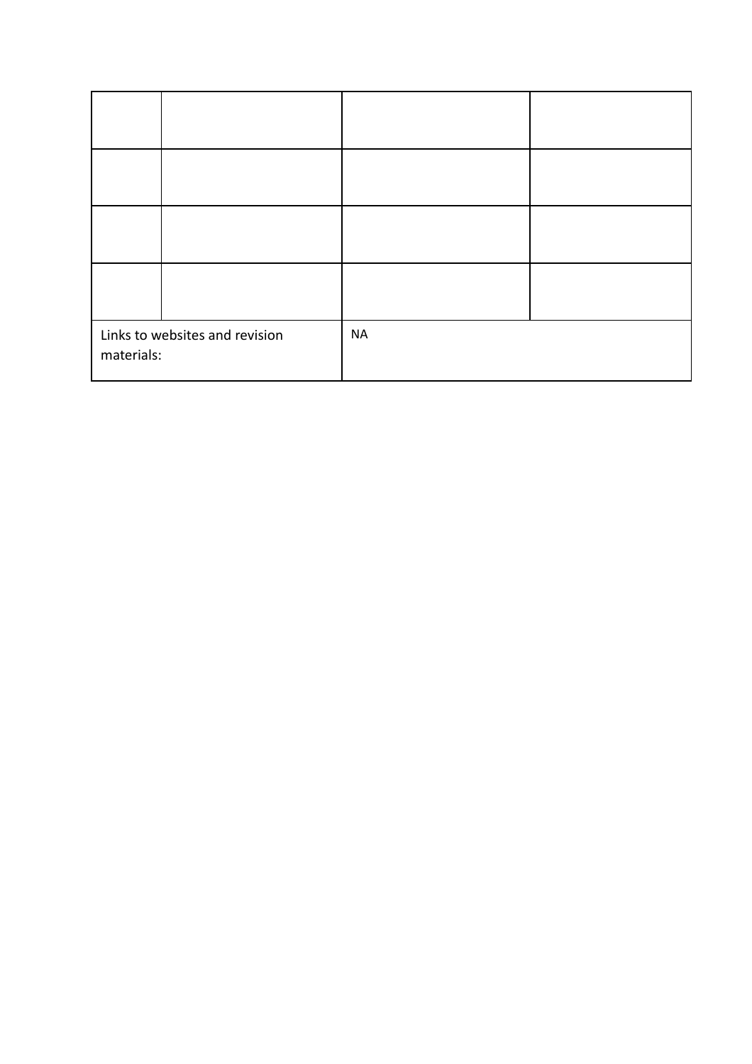| | | | |
|---|---|---|---|
| | | | |
| | | | |
| | | | |
| | | | |
| Links to websites and revision materials: | | NA | |